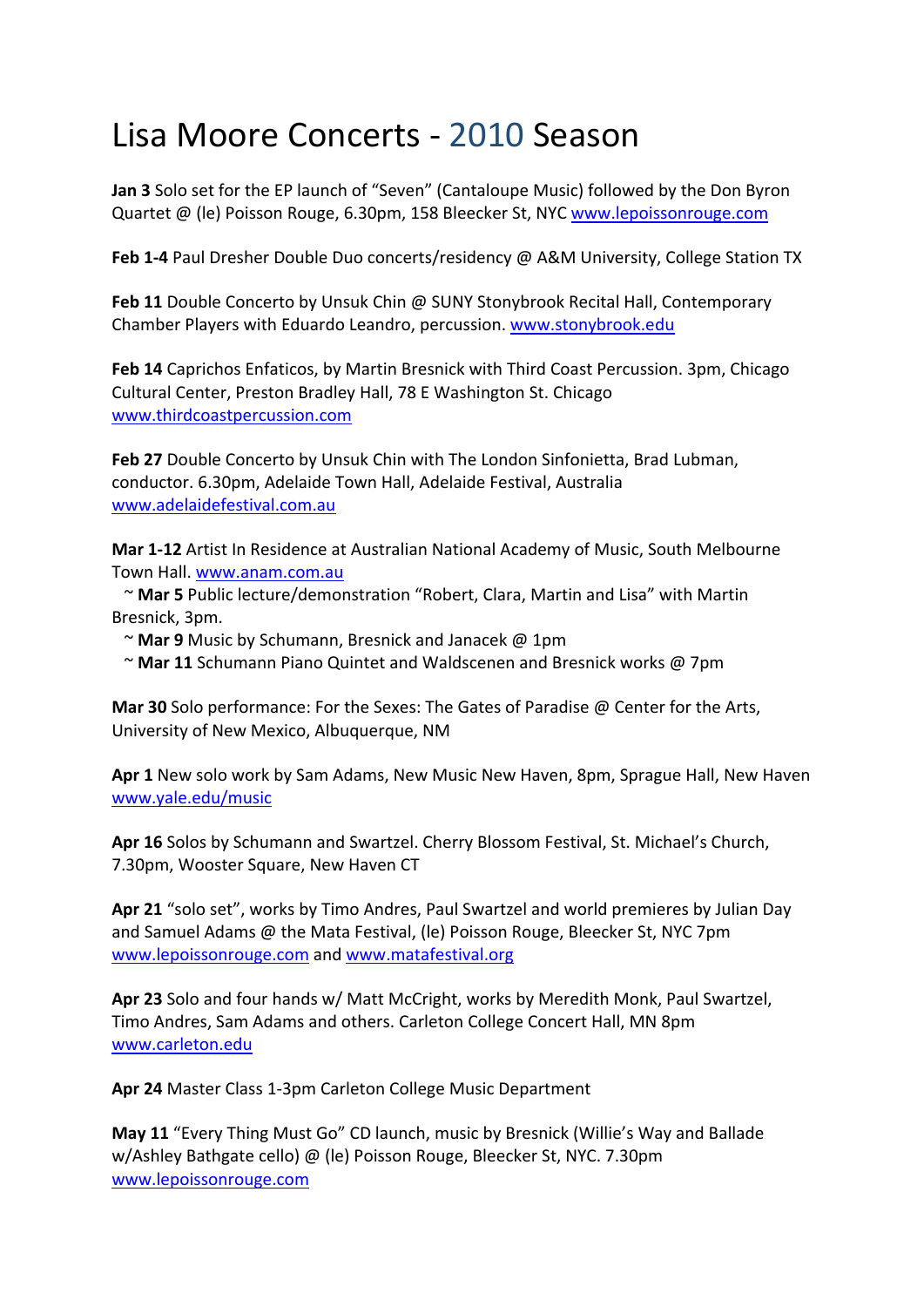# Lisa Moore Concerts - 2010 Season

**Jan 3** Solo set for the EP launch of "Seven" (Cantaloupe Music) followed by the Don Byron Quartet @ (le) Poisson Rouge, 6.30pm, 158 Bleecker St, NYC www.lepoissonrouge.com

**Feb 1-4** Paul Dresher Double Duo concerts/residency @ A&M University, College Station TX

**Feb 11** Double Concerto by Unsuk Chin @ SUNY Stonybrook Recital Hall, Contemporary Chamber Players with Eduardo Leandro, percussion. www.stonybrook.edu

**Feb 14** Caprichos Enfaticos, by Martin Bresnick with Third Coast Percussion. 3pm, Chicago Cultural Center, Preston Bradley Hall, 78 E Washington St. Chicago www.thirdcoastpercussion.com

**Feb 27** Double Concerto by Unsuk Chin with The London Sinfonietta, Brad Lubman, conductor. 6.30pm, Adelaide Town Hall, Adelaide Festival, Australia www.adelaidefestival.com.au

**Mar 1-12** Artist In Residence at Australian National Academy of Music, South Melbourne Town Hall. www.anam.com.au
~ **Mar 5** Public lecture/demonstration "Robert, Clara, Martin and Lisa" with Martin Bresnick, 3pm.
~ **Mar 9** Music by Schumann, Bresnick and Janacek @ 1pm
~ **Mar 11** Schumann Piano Quintet and Waldscenen and Bresnick works @ 7pm

**Mar 30** Solo performance: For the Sexes: The Gates of Paradise @ Center for the Arts, University of New Mexico, Albuquerque, NM

**Apr 1** New solo work by Sam Adams, New Music New Haven, 8pm, Sprague Hall, New Haven www.yale.edu/music

**Apr 16** Solos by Schumann and Swartzel. Cherry Blossom Festival, St. Michael's Church, 7.30pm, Wooster Square, New Haven CT

**Apr 21** "solo set", works by Timo Andres, Paul Swartzel and world premieres by Julian Day and Samuel Adams @ the Mata Festival, (le) Poisson Rouge, Bleecker St, NYC 7pm www.lepoissonrouge.com and www.matafestival.org

**Apr 23** Solo and four hands w/ Matt McCright, works by Meredith Monk, Paul Swartzel, Timo Andres, Sam Adams and others. Carleton College Concert Hall, MN 8pm www.carleton.edu

**Apr 24** Master Class 1-3pm Carleton College Music Department

**May 11** "Every Thing Must Go" CD launch, music by Bresnick (Willie's Way and Ballade w/Ashley Bathgate cello) @ (le) Poisson Rouge, Bleecker St, NYC. 7.30pm www.lepoissonrouge.com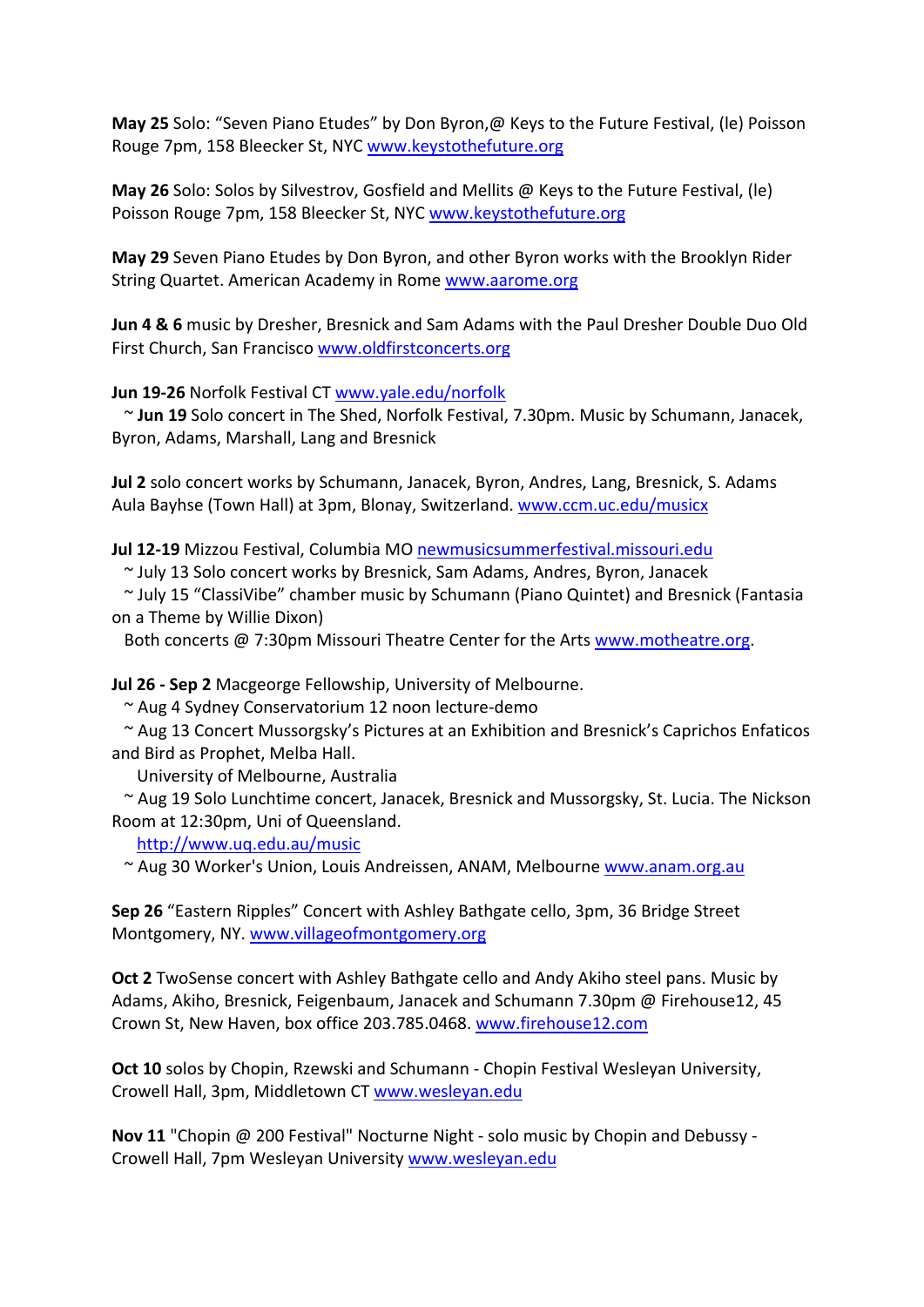**May 25** Solo: “Seven Piano Etudes” by Don Byron,@ Keys to the Future Festival, (le) Poisson Rouge 7pm, 158 Bleecker St, NYC www.keystothefuture.org

**May 26** Solo: Solos by Silvestrov, Gosfield and Mellits @ Keys to the Future Festival, (le) Poisson Rouge 7pm, 158 Bleecker St, NYC www.keystothefuture.org

**May 29** Seven Piano Etudes by Don Byron, and other Byron works with the Brooklyn Rider String Quartet. American Academy in Rome www.aarome.org

**Jun 4 & 6** music by Dresher, Bresnick and Sam Adams with the Paul Dresher Double Duo Old First Church, San Francisco www.oldfirstconcerts.org

**Jun 19-26** Norfolk Festival CT www.yale.edu/norfolk
~ **Jun 19** Solo concert in The Shed, Norfolk Festival, 7.30pm. Music by Schumann, Janacek, Byron, Adams, Marshall, Lang and Bresnick

**Jul 2** solo concert works by Schumann, Janacek, Byron, Andres, Lang, Bresnick, S. Adams Aula Bayhse (Town Hall) at 3pm, Blonay, Switzerland. www.ccm.uc.edu/musicx

**Jul 12-19** Mizzou Festival, Columbia MO newmusicsummerfestival.missouri.edu
~ July 13 Solo concert works by Bresnick, Sam Adams, Andres, Byron, Janacek
~ July 15 “ClassiVibe” chamber music by Schumann (Piano Quintet) and Bresnick (Fantasia on a Theme by Willie Dixon)
Both concerts @ 7:30pm Missouri Theatre Center for the Arts www.motheatre.org.

**Jul 26 - Sep 2** Macgeorge Fellowship, University of Melbourne.
~ Aug 4 Sydney Conservatorium 12 noon lecture-demo
~ Aug 13 Concert Mussorgsky’s Pictures at an Exhibition and Bresnick’s Caprichos Enfaticos and Bird as Prophet, Melba Hall.
University of Melbourne, Australia
~ Aug 19 Solo Lunchtime concert, Janacek, Bresnick and Mussorgsky, St. Lucia. The Nickson Room at 12:30pm, Uni of Queensland.
http://www.uq.edu.au/music
~ Aug 30 Worker's Union, Louis Andreissen, ANAM, Melbourne www.anam.org.au

**Sep 26** “Eastern Ripples” Concert with Ashley Bathgate cello, 3pm, 36 Bridge Street Montgomery, NY. www.villageofmontgomery.org

**Oct 2** TwoSense concert with Ashley Bathgate cello and Andy Akiho steel pans. Music by Adams, Akiho, Bresnick, Feigenbaum, Janacek and Schumann 7.30pm @ Firehouse12, 45 Crown St, New Haven, box office 203.785.0468. www.firehouse12.com

**Oct 10** solos by Chopin, Rzewski and Schumann - Chopin Festival Wesleyan University, Crowell Hall, 3pm, Middletown CT www.wesleyan.edu

**Nov 11** "Chopin @ 200 Festival" Nocturne Night - solo music by Chopin and Debussy - Crowell Hall, 7pm Wesleyan University www.wesleyan.edu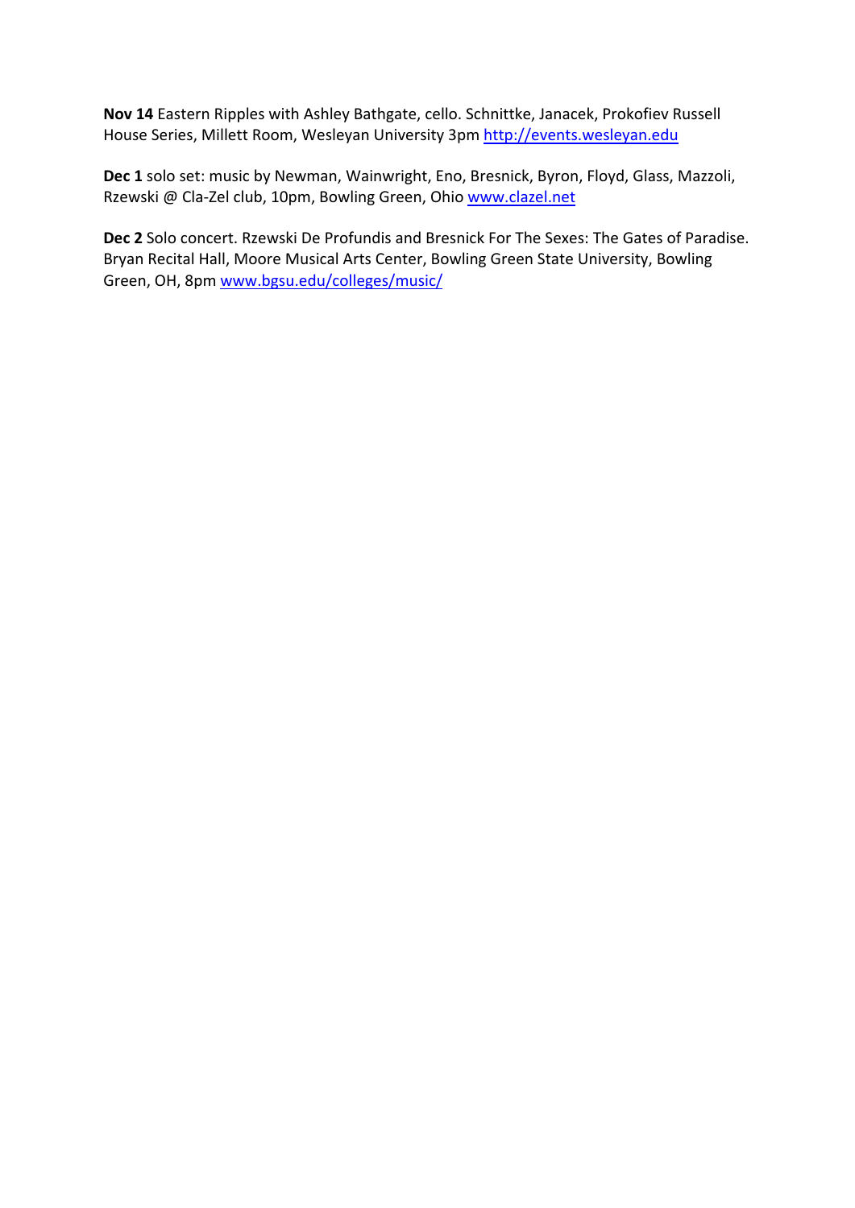**Nov 14** Eastern Ripples with Ashley Bathgate, cello. Schnittke, Janacek, Prokofiev Russell House Series, Millett Room, Wesleyan University 3pm http://events.wesleyan.edu

**Dec 1** solo set: music by Newman, Wainwright, Eno, Bresnick, Byron, Floyd, Glass, Mazzoli, Rzewski @ Cla-Zel club, 10pm, Bowling Green, Ohio www.clazel.net

**Dec 2** Solo concert. Rzewski De Profundis and Bresnick For The Sexes: The Gates of Paradise. Bryan Recital Hall, Moore Musical Arts Center, Bowling Green State University, Bowling Green, OH, 8pm www.bgsu.edu/colleges/music/